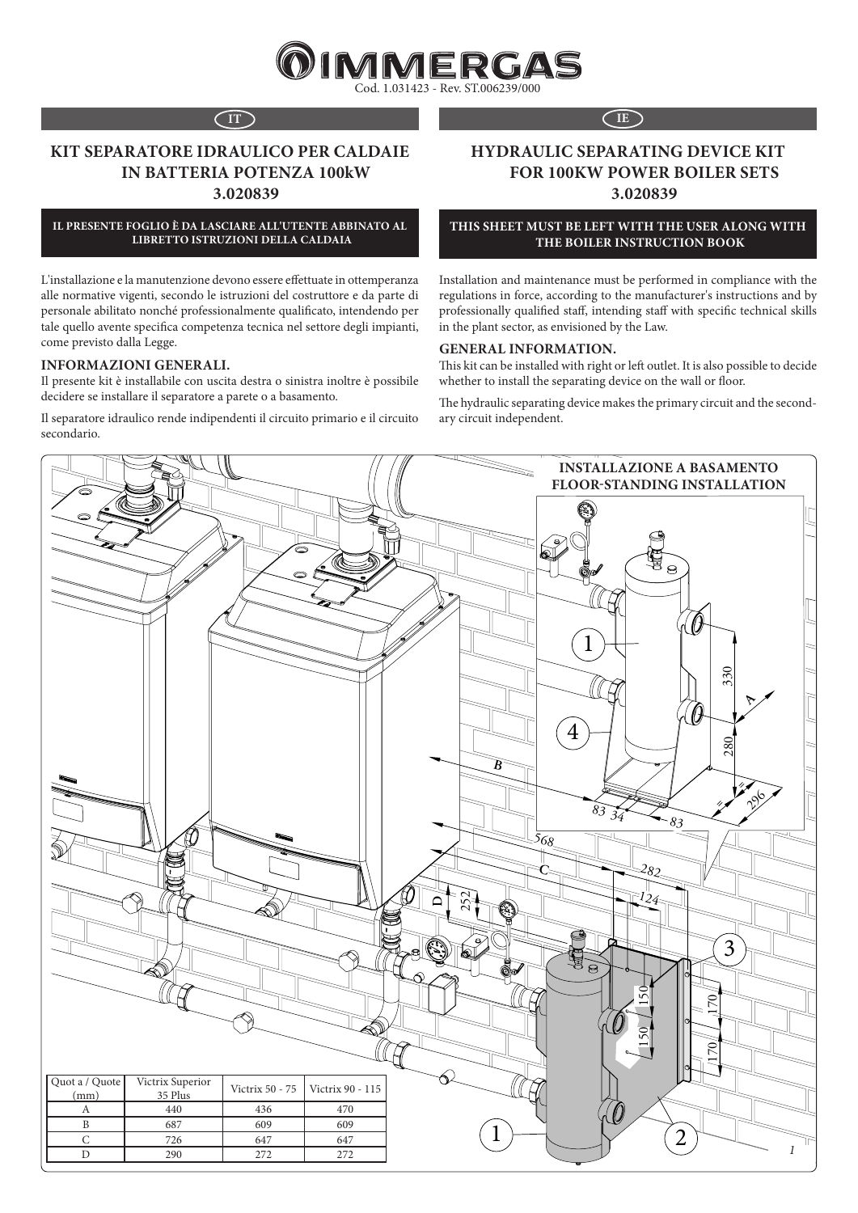# IMMERGAS

Cod. 1.031423 - Rev. ST.006239/000

IT

## KIT SEPARATORE IDRAULICO PER CALDAIE IN BATTERIA POTENZA 100kW 3.020839

**IL PRESENTE FOGLIO È DA LASCIARE ALL'UTENTE ABBINATO AL LIBRETTO ISTRUZIONI DELLA CALDAIA**

L'installazione e la manutenzione devono essere effettuate in ottemperanza alle normative vigenti, secondo le istruzioni del costruttore e da parte di personale abilitato nonché professionalmente qualificato, intendendo per tale quello avente specifica competenza tecnica nel settore degli impianti, come previsto dalla Legge.

### INFORMAZIONI GENERALI.

Il presente kit è installabile con uscita destra o sinistra inoltre è possibile decidere se installare il separatore a parete o a basamento.

Il separatore idraulico rende indipendenti il circuito primario e il circuito secondario.

IE

## HYDRAULIC SEPARATING DEVICE KIT FOR 100KW POWER BOILER SETS 3.020839

**THIS SHEET MUST BE LEFT WITH THE USER ALONG WITH THE BOILER INSTRUCTION BOOK**

Installation and maintenance must be performed in compliance with the regulations in force, according to the manufacturer's instructions and by professionally qualified staff, intending staff with specific technical skills in the plant sector, as envisioned by the Law.

### GENERAL INFORMATION.

This kit can be installed with right or left outlet. It is also possible to decide whether to install the separating device on the wall or floor.

The hydraulic separating device makes the primary circuit and the secondary circuit independent.

INSTALLAZIONE A BASAMENTO
FLOOR-STANDING INSTALLATION

| Quot a / Quote (mm) | Victrix Superior 35 Plus | Victrix 50 - 75 | Victrix 90 - 115 |
|---|---|---|---|
| A | 440 | 436 | 470 |
| B | 687 | 609 | 609 |
| C | 726 | 647 | 647 |
| D | 290 | 272 | 272 |

1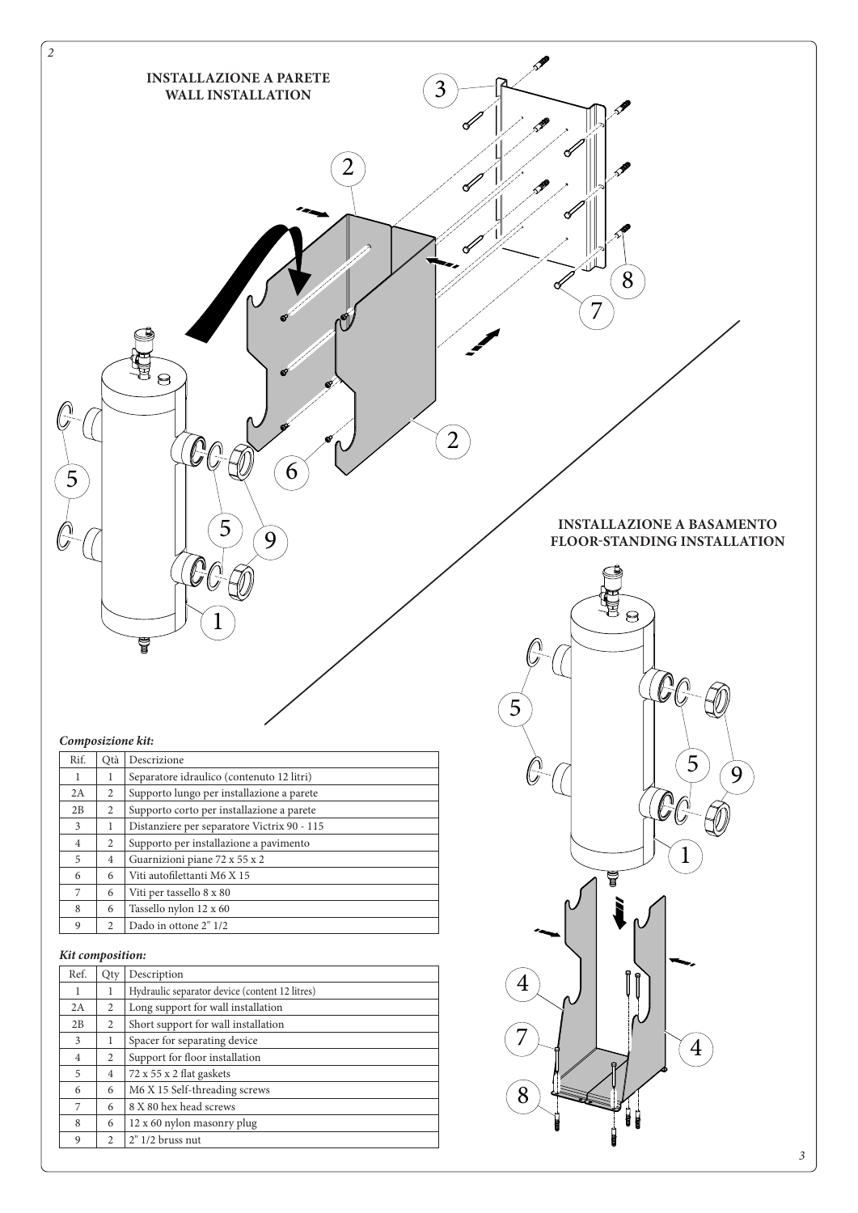**INSTALLAZIONE A PARETE**
**WALL INSTALLATION**

**INSTALLAZIONE A BASAMENTO**
**FLOOR-STANDING INSTALLATION**

***Composizione kit:***

| Rif. | Qtà | Descrizione |
|---|---|---|
| 1 | 1 | Separatore idraulico (contenuto 12 litri) |
| 2A | 2 | Supporto lungo per installazione a parete |
| 2B | 2 | Supporto corto per installazione a parete |
| 3 | 1 | Distanziere per separatore Victrix 90 - 115 |
| 4 | 2 | Supporto per installazione a pavimento |
| 5 | 4 | Guarnizioni piane 72 x 55 x 2 |
| 6 | 6 | Viti autofilettanti M6 X 15 |
| 7 | 6 | Viti per tassello 8 x 80 |
| 8 | 6 | Tassello nylon 12 x 60 |
| 9 | 2 | Dado in ottone 2" 1/2 |

***Kit composition:***

| Ref. | Qty | Description |
|---|---|---|
| 1 | 1 | Hydraulic separator device (content 12 litres) |
| 2A | 2 | Long support for wall installation |
| 2B | 2 | Short support for wall installation |
| 3 | 1 | Spacer for separating device |
| 4 | 2 | Support for floor installation |
| 5 | 4 | 72 x 55 x 2 flat gaskets |
| 6 | 6 | M6 X 15 Self-threading screws |
| 7 | 6 | 8 X 80 hex head screws |
| 8 | 6 | 12 x 60 nylon masonry plug |
| 9 | 2 | 2" 1/2 bruss nut |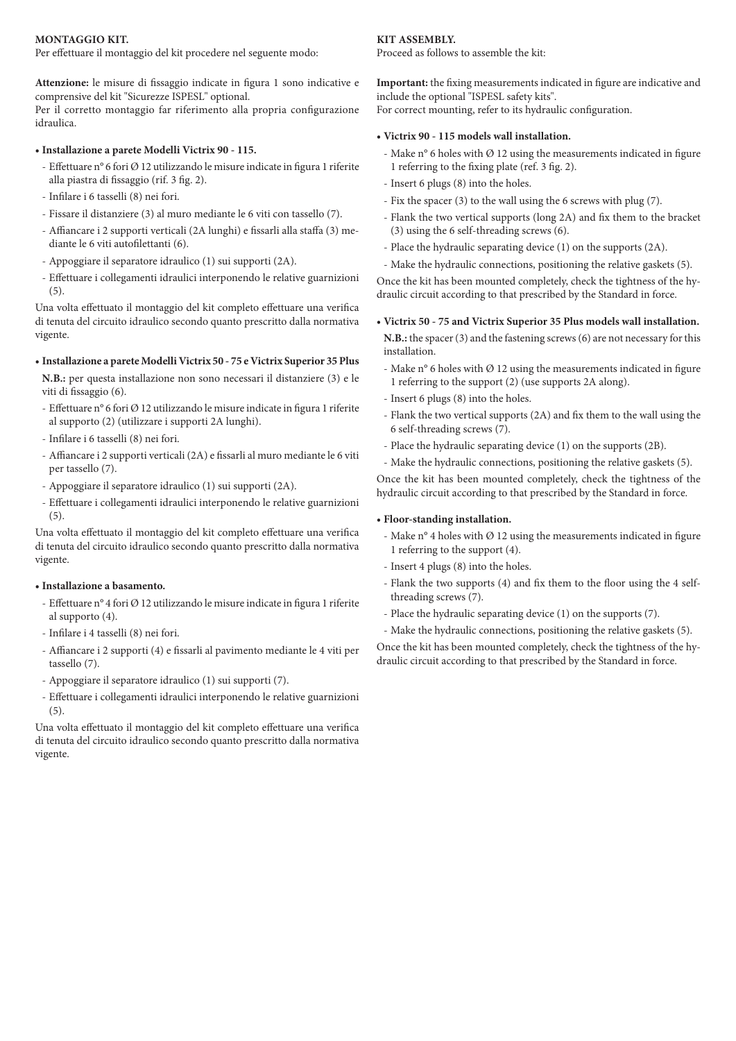**MONTAGGIO KIT.**
Per effettuare il montaggio del kit procedere nel seguente modo:

**Attenzione:** le misure di fissaggio indicate in figura 1 sono indicative e comprensive del kit "Sicurezze ISPESL" optional.
Per il corretto montaggio far riferimento alla propria configurazione idraulica.

- **Installazione a parete Modelli Victrix 90 - 115.**
  - Effettuare n° 6 fori Ø 12 utilizzando le misure indicate in figura 1 riferite alla piastra di fissaggio (rif. 3 fig. 2).
  - Infilare i 6 tasselli (8) nei fori.
  - Fissare il distanziere (3) al muro mediante le 6 viti con tassello (7).
  - Affiancare i 2 supporti verticali (2A lunghi) e fissarli alla staffa (3) mediante le 6 viti autofilettanti (6).
  - Appoggiare il separatore idraulico (1) sui supporti (2A).
  - Effettuare i collegamenti idraulici interponendo le relative guarnizioni (5).

Una volta effettuato il montaggio del kit completo effettuare una verifica di tenuta del circuito idraulico secondo quanto prescritto dalla normativa vigente.

- **Installazione a parete Modelli Victrix 50 - 75 e Victrix Superior 35 Plus**

  **N.B.:** per questa installazione non sono necessari il distanziere (3) e le viti di fissaggio (6).
  - Effettuare n° 6 fori Ø 12 utilizzando le misure indicate in figura 1 riferite al supporto (2) (utilizzare i supporti 2A lunghi).
  - Infilare i 6 tasselli (8) nei fori.
  - Affiancare i 2 supporti verticali (2A) e fissarli al muro mediante le 6 viti per tassello (7).
  - Appoggiare il separatore idraulico (1) sui supporti (2A).
  - Effettuare i collegamenti idraulici interponendo le relative guarnizioni (5).

Una volta effettuato il montaggio del kit completo effettuare una verifica di tenuta del circuito idraulico secondo quanto prescritto dalla normativa vigente.

- **Installazione a basamento.**
  - Effettuare n° 4 fori Ø 12 utilizzando le misure indicate in figura 1 riferite al supporto (4).
  - Infilare i 4 tasselli (8) nei fori.
  - Affiancare i 2 supporti (4) e fissarli al pavimento mediante le 4 viti per tassello (7).
  - Appoggiare il separatore idraulico (1) sui supporti (7).
  - Effettuare i collegamenti idraulici interponendo le relative guarnizioni (5).

Una volta effettuato il montaggio del kit completo effettuare una verifica di tenuta del circuito idraulico secondo quanto prescritto dalla normativa vigente.

**KIT ASSEMBLY.**
Proceed as follows to assemble the kit:

**Important:** the fixing measurements indicated in figure are indicative and include the optional "ISPESL safety kits".
For correct mounting, refer to its hydraulic configuration.

- **Victrix 90 - 115 models wall installation.**
  - Make n° 6 holes with Ø 12 using the measurements indicated in figure 1 referring to the fixing plate (ref. 3 fig. 2).
  - Insert 6 plugs (8) into the holes.
  - Fix the spacer (3) to the wall using the 6 screws with plug (7).
  - Flank the two vertical supports (long 2A) and fix them to the bracket (3) using the 6 self-threading screws (6).
  - Place the hydraulic separating device (1) on the supports (2A).
  - Make the hydraulic connections, positioning the relative gaskets (5).

Once the kit has been mounted completely, check the tightness of the hydraulic circuit according to that prescribed by the Standard in force.

- **Victrix 50 - 75 and Victrix Superior 35 Plus models wall installation.**

  **N.B.:** the spacer (3) and the fastening screws (6) are not necessary for this installation.
  - Make n° 6 holes with Ø 12 using the measurements indicated in figure 1 referring to the support (2) (use supports 2A along).
  - Insert 6 plugs (8) into the holes.
  - Flank the two vertical supports (2A) and fix them to the wall using the 6 self-threading screws (7).
  - Place the hydraulic separating device (1) on the supports (2B).
  - Make the hydraulic connections, positioning the relative gaskets (5).

Once the kit has been mounted completely, check the tightness of the hydraulic circuit according to that prescribed by the Standard in force.

- **Floor-standing installation.**
  - Make n° 4 holes with Ø 12 using the measurements indicated in figure 1 referring to the support (4).
  - Insert 4 plugs (8) into the holes.
  - Flank the two supports (4) and fix them to the floor using the 4 self-threading screws (7).
  - Place the hydraulic separating device (1) on the supports (7).
  - Make the hydraulic connections, positioning the relative gaskets (5).

Once the kit has been mounted completely, check the tightness of the hydraulic circuit according to that prescribed by the Standard in force.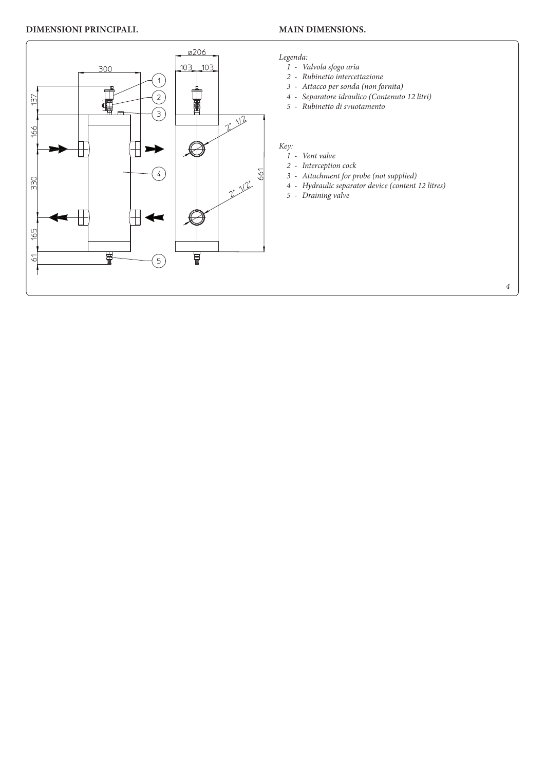## DIMENSIONI PRINCIPALI.

## MAIN DIMENSIONS.

300

ø206

103 103

137

166

330

165

61

661

2" 1/2

2" 1/2"

1

2

3

4

5

*Legenda:*

*1 - Valvola sfogo aria*
*2 - Rubinetto intercettazione*
*3 - Attacco per sonda (non fornita)*
*4 - Separatore idraulico (Contenuto 12 litri)*
*5 - Rubinetto di svuotamento*

*Key:*

*1 - Vent valve*
*2 - Interception cock*
*3 - Attachment for probe (not supplied)*
*4 - Hydraulic separator device (content 12 litres)*
*5 - Draining valve*